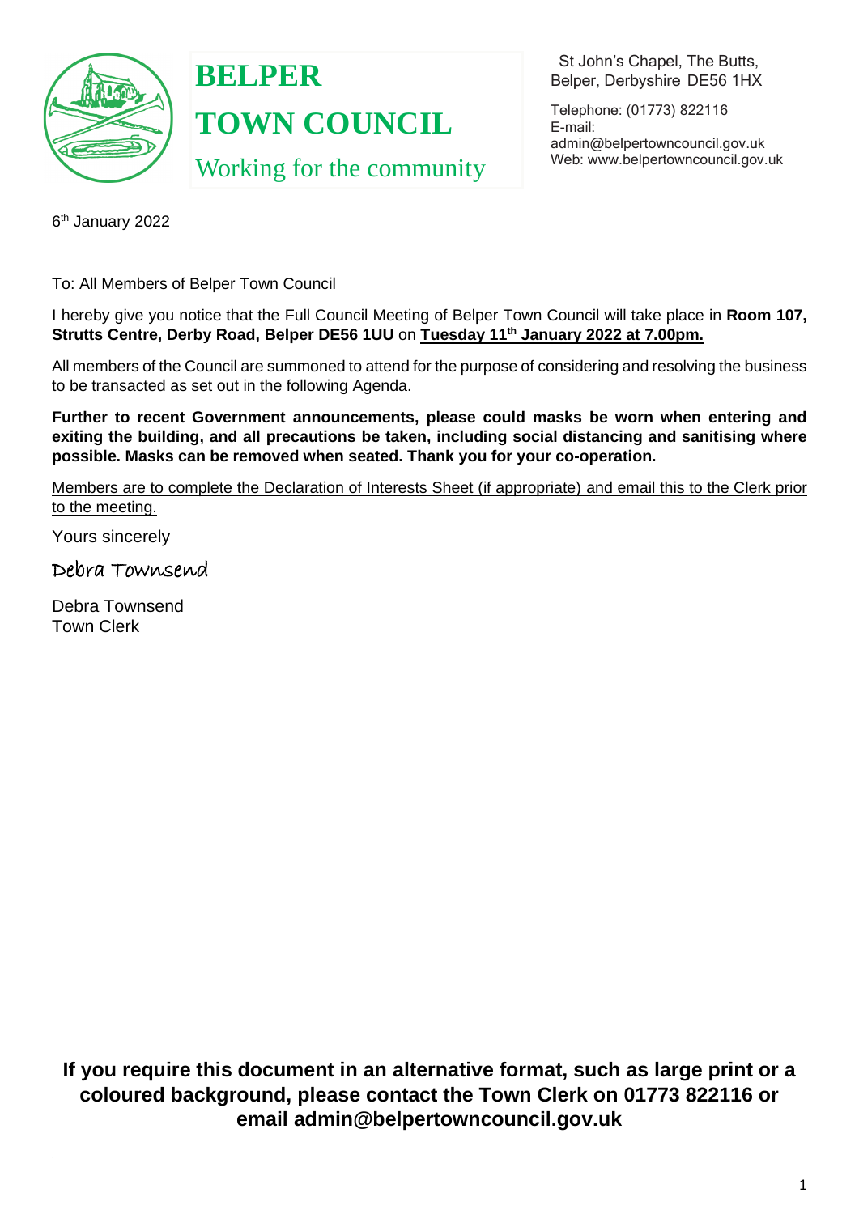# BELPER TOWN COUNCIL

Working for the community

St John's Chapel, The Butts,
Belper, Derbyshire DE56 1HX

Telephone: (01773) 822116
E-mail: admin@belpertowncouncil.gov.uk
Web: www.belpertowncouncil.gov.uk

6th January 2022

To: All Members of Belper Town Council

I hereby give you notice that the Full Council Meeting of Belper Town Council will take place in **Room 107, Strutts Centre, Derby Road, Belper DE56 1UU** on **Tuesday 11th January 2022 at 7.00pm.**

All members of the Council are summoned to attend for the purpose of considering and resolving the business to be transacted as set out in the following Agenda.

**Further to recent Government announcements, please could masks be worn when entering and exiting the building, and all precautions be taken, including social distancing and sanitising where possible. Masks can be removed when seated. Thank you for your co-operation.**

Members are to complete the Declaration of Interests Sheet (if appropriate) and email this to the Clerk prior to the meeting.

Yours sincerely

Debra Townsend

Debra Townsend
Town Clerk

**If you require this document in an alternative format, such as large print or a coloured background, please contact the Town Clerk on 01773 822116 or email admin@belpertowncouncil.gov.uk**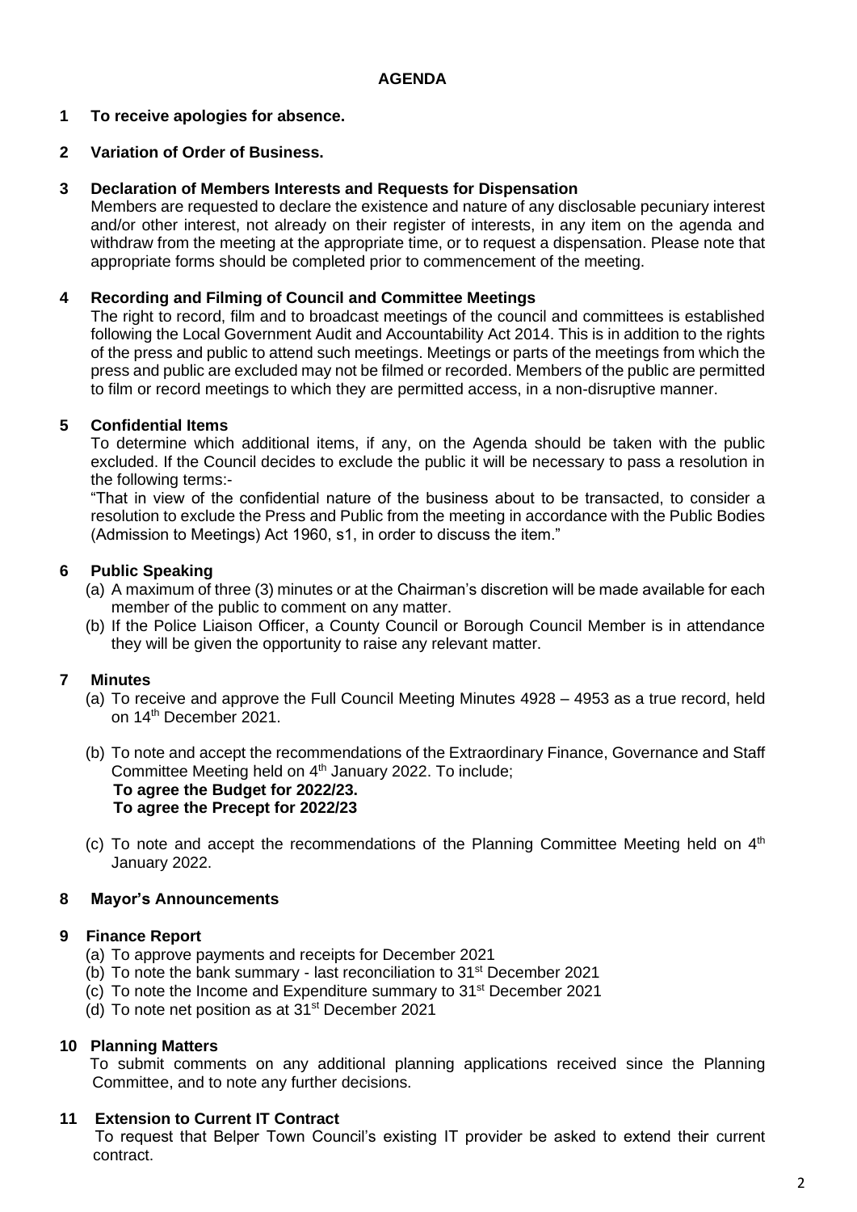## AGENDA

**1 To receive apologies for absence.**

**2 Variation of Order of Business.**

**3 Declaration of Members Interests and Requests for Dispensation**

Members are requested to declare the existence and nature of any disclosable pecuniary interest and/or other interest, not already on their register of interests, in any item on the agenda and withdraw from the meeting at the appropriate time, or to request a dispensation. Please note that appropriate forms should be completed prior to commencement of the meeting.

**4 Recording and Filming of Council and Committee Meetings**

The right to record, film and to broadcast meetings of the council and committees is established following the Local Government Audit and Accountability Act 2014. This is in addition to the rights of the press and public to attend such meetings. Meetings or parts of the meetings from which the press and public are excluded may not be filmed or recorded. Members of the public are permitted to film or record meetings to which they are permitted access, in a non-disruptive manner.

**5 Confidential Items**

To determine which additional items, if any, on the Agenda should be taken with the public excluded. If the Council decides to exclude the public it will be necessary to pass a resolution in the following terms:-

"That in view of the confidential nature of the business about to be transacted, to consider a resolution to exclude the Press and Public from the meeting in accordance with the Public Bodies (Admission to Meetings) Act 1960, s1, in order to discuss the item."

**6 Public Speaking**

(a) A maximum of three (3) minutes or at the Chairman's discretion will be made available for each member of the public to comment on any matter.

(b) If the Police Liaison Officer, a County Council or Borough Council Member is in attendance they will be given the opportunity to raise any relevant matter.

**7 Minutes**

(a) To receive and approve the Full Council Meeting Minutes 4928 – 4953 as a true record, held on 14th December 2021.

(b) To note and accept the recommendations of the Extraordinary Finance, Governance and Staff Committee Meeting held on 4th January 2022. To include;
**To agree the Budget for 2022/23.**
**To agree the Precept for 2022/23**

(c) To note and accept the recommendations of the Planning Committee Meeting held on 4th January 2022.

**8 Mayor's Announcements**

**9 Finance Report**

(a) To approve payments and receipts for December 2021

(b) To note the bank summary - last reconciliation to 31st December 2021

(c) To note the Income and Expenditure summary to 31st December 2021

(d) To note net position as at 31st December 2021

**10 Planning Matters**

To submit comments on any additional planning applications received since the Planning Committee, and to note any further decisions.

**11 Extension to Current IT Contract**

To request that Belper Town Council's existing IT provider be asked to extend their current contract.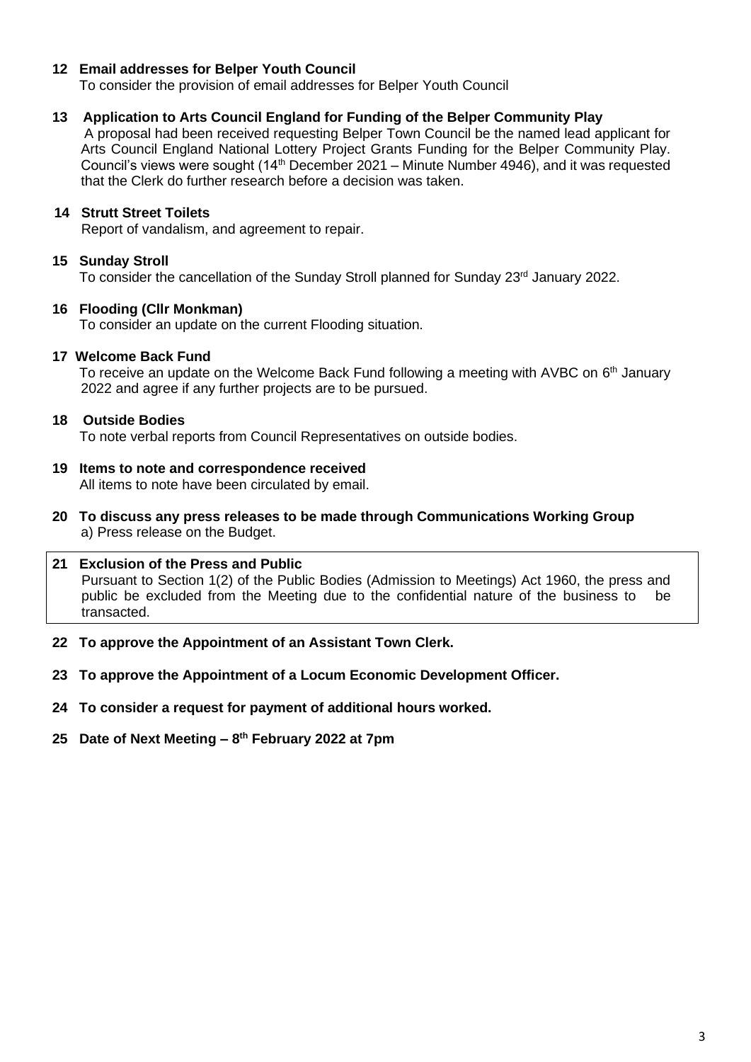**12 Email addresses for Belper Youth Council**

To consider the provision of email addresses for Belper Youth Council

**13 Application to Arts Council England for Funding of the Belper Community Play**

A proposal had been received requesting Belper Town Council be the named lead applicant for Arts Council England National Lottery Project Grants Funding for the Belper Community Play. Council's views were sought (14th December 2021 – Minute Number 4946), and it was requested that the Clerk do further research before a decision was taken.

**14 Strutt Street Toilets**

Report of vandalism, and agreement to repair.

**15 Sunday Stroll**

To consider the cancellation of the Sunday Stroll planned for Sunday 23rd January 2022.

**16 Flooding (Cllr Monkman)**

To consider an update on the current Flooding situation.

**17 Welcome Back Fund**

To receive an update on the Welcome Back Fund following a meeting with AVBC on 6th January 2022 and agree if any further projects are to be pursued.

**18 Outside Bodies**

To note verbal reports from Council Representatives on outside bodies.

**19 Items to note and correspondence received**

All items to note have been circulated by email.

**20 To discuss any press releases to be made through Communications Working Group**

a) Press release on the Budget.

**21 Exclusion of the Press and Public**

Pursuant to Section 1(2) of the Public Bodies (Admission to Meetings) Act 1960, the press and public be excluded from the Meeting due to the confidential nature of the business to be transacted.

**22 To approve the Appointment of an Assistant Town Clerk.**

**23 To approve the Appointment of a Locum Economic Development Officer.**

**24 To consider a request for payment of additional hours worked.**

**25 Date of Next Meeting – 8th February 2022 at 7pm**